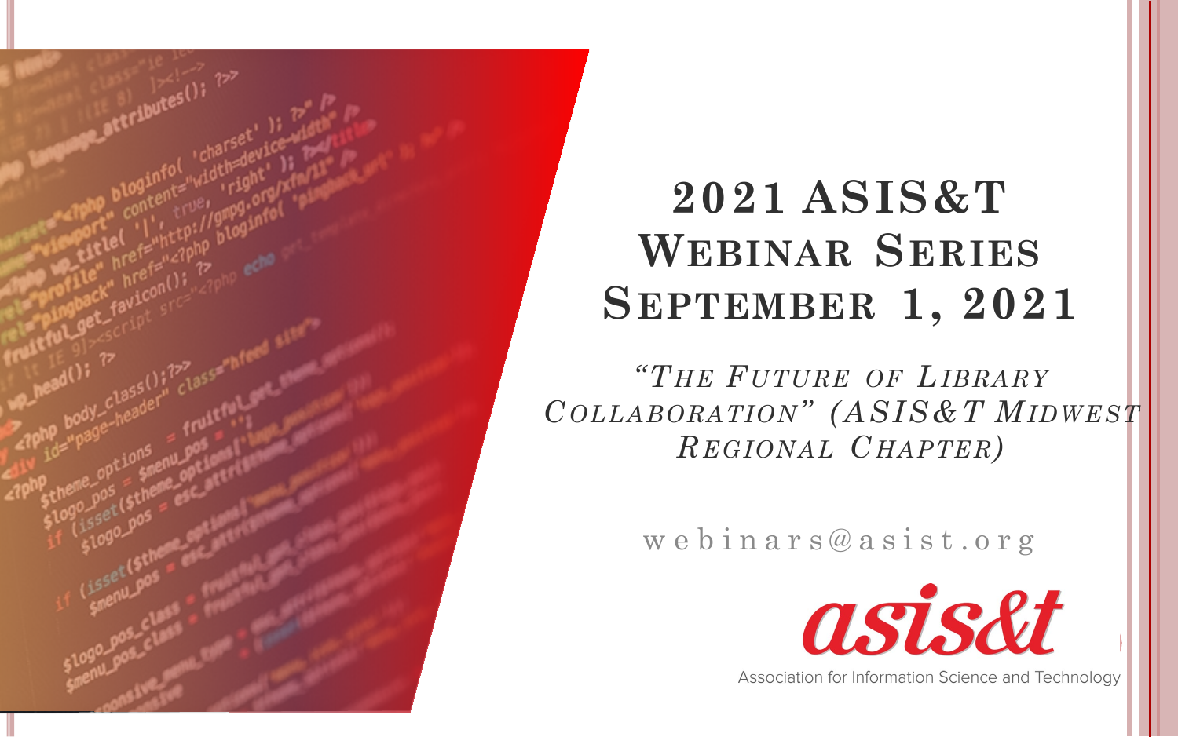# 2021 ASIS&T Webinar Series September 1, 2021

*"The Future of Library Collaboration" (ASIS&T Midwest Regional Chapter)*

webinars@asist.org

asis&t

Association for Information Science and Technology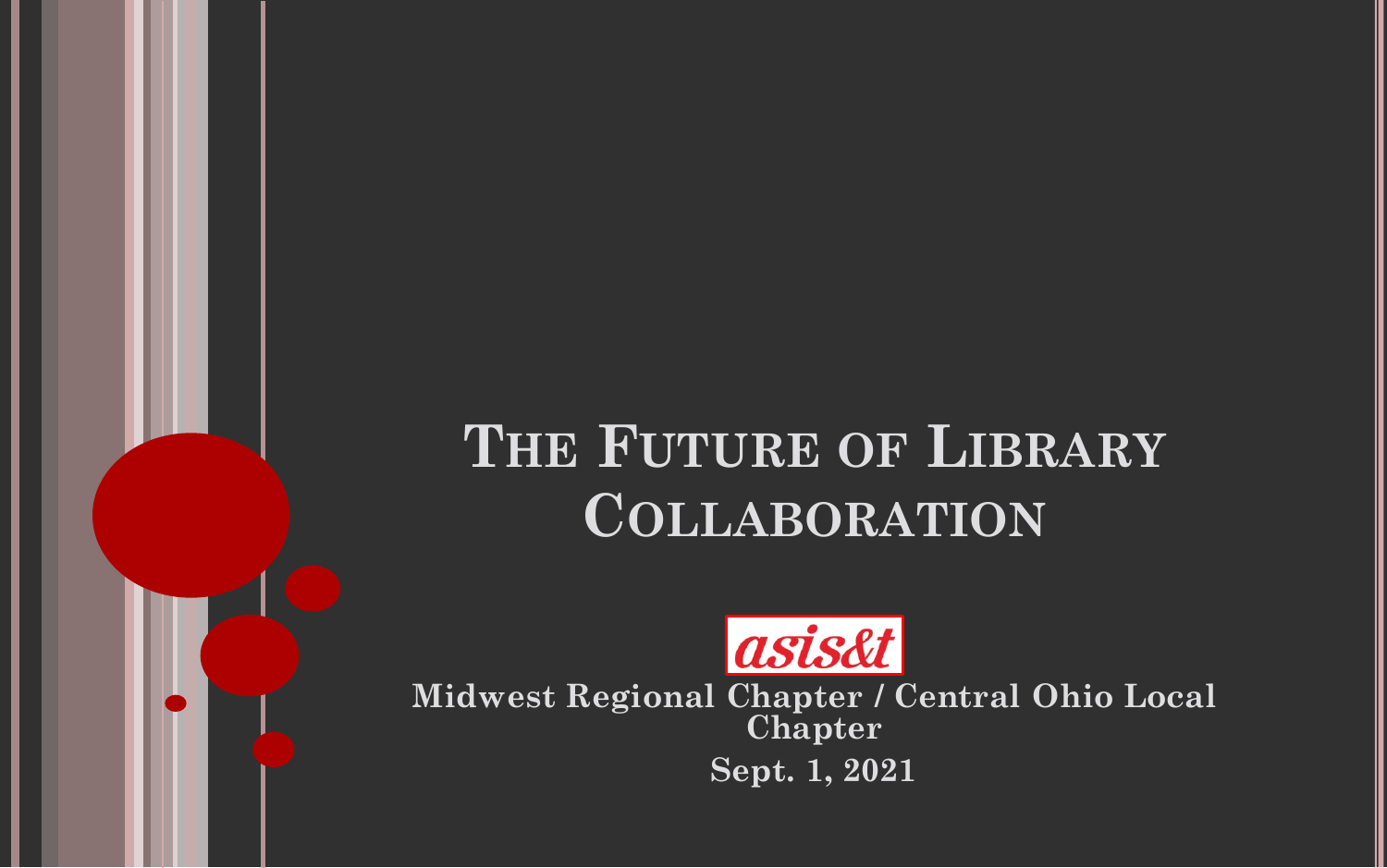# The Future of Library Collaboration

asis&t

**Midwest Regional Chapter / Central Ohio Local Chapter**

**Sept. 1, 2021**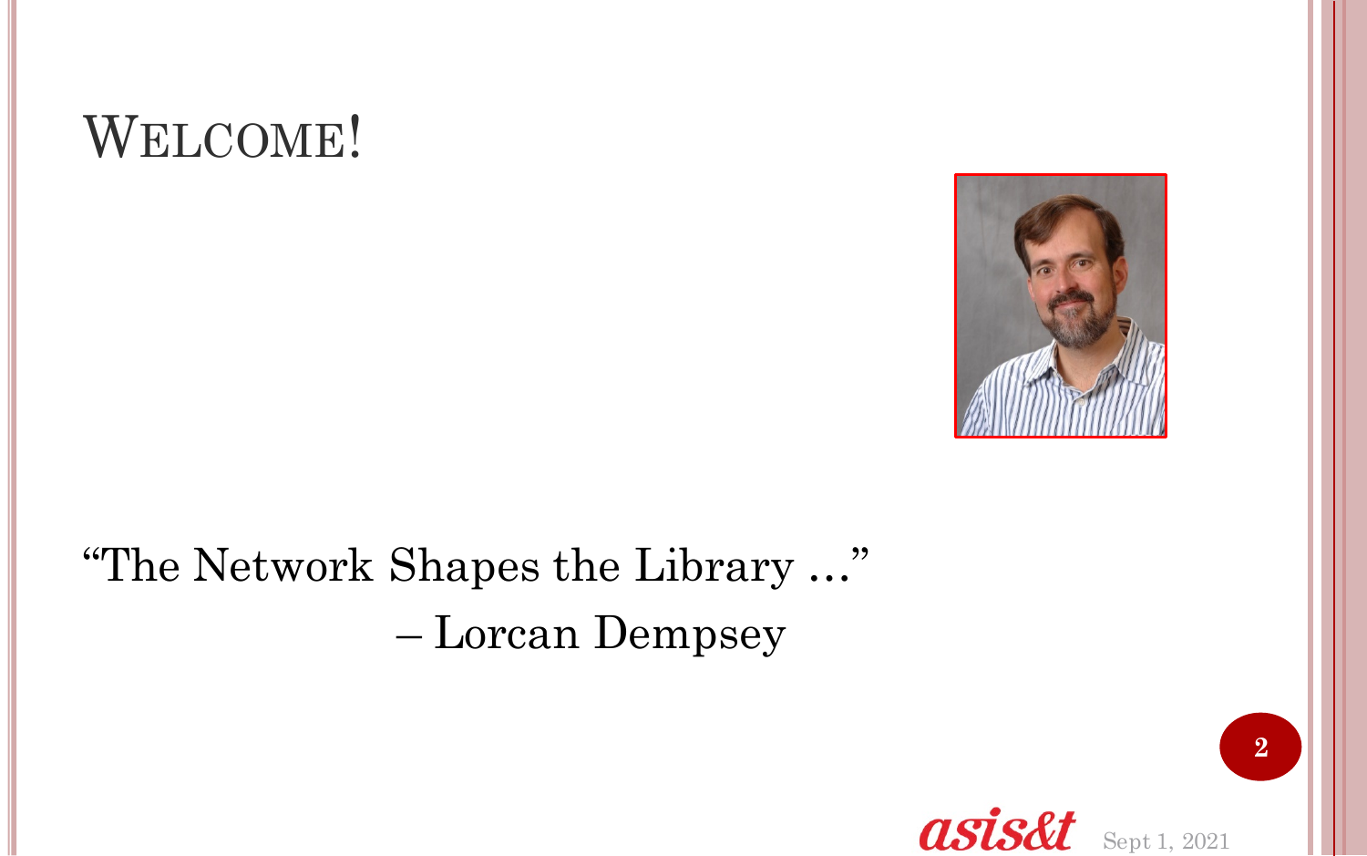# Welcome!

"The Network Shapes the Library …"
– Lorcan Dempsey

asis&t Sept 1, 2021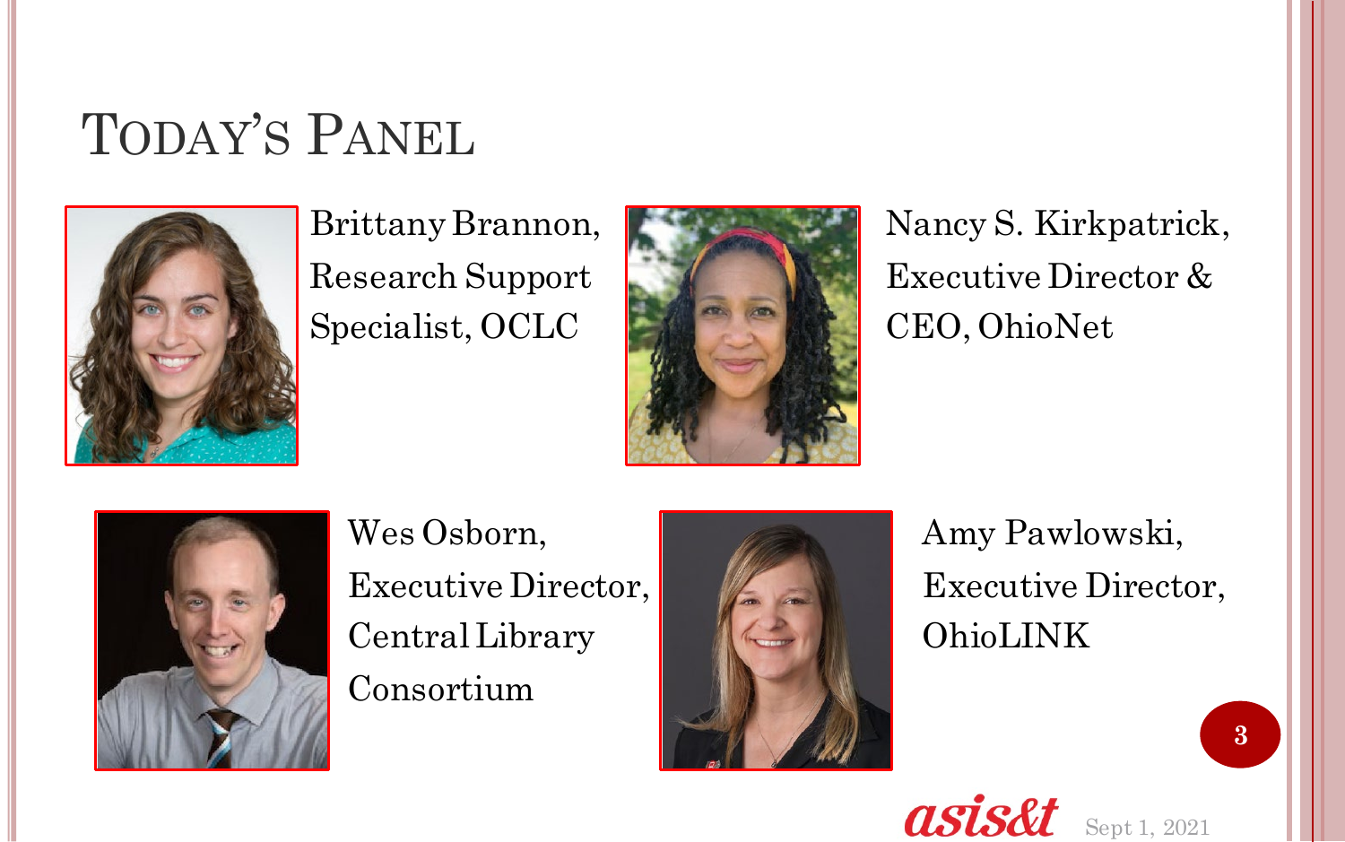# Today's Panel

Brittany Brannon, Research Support Specialist, OCLC

Nancy S. Kirkpatrick, Executive Director & CEO, OhioNet

Wes Osborn, Executive Director, Central Library Consortium

Amy Pawlowski, Executive Director, OhioLINK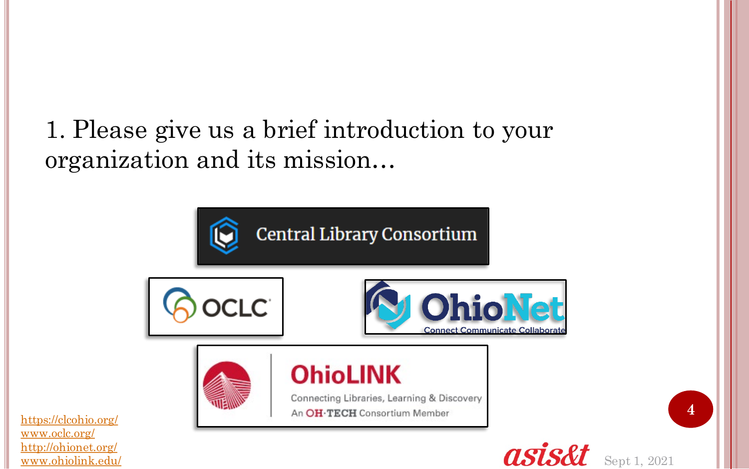1. Please give us a brief introduction to your organization and its mission…

Central Library Consortium

OCLC

OhioNet
Connect Communicate Collaborate

OhioLINK
Connecting Libraries, Learning & Discovery
An OH·TECH Consortium Member

https://clcohio.org/
www.oclc.org/
http://ohionet.org/
www.ohiolink.edu/

asis&t

Sept 1, 2021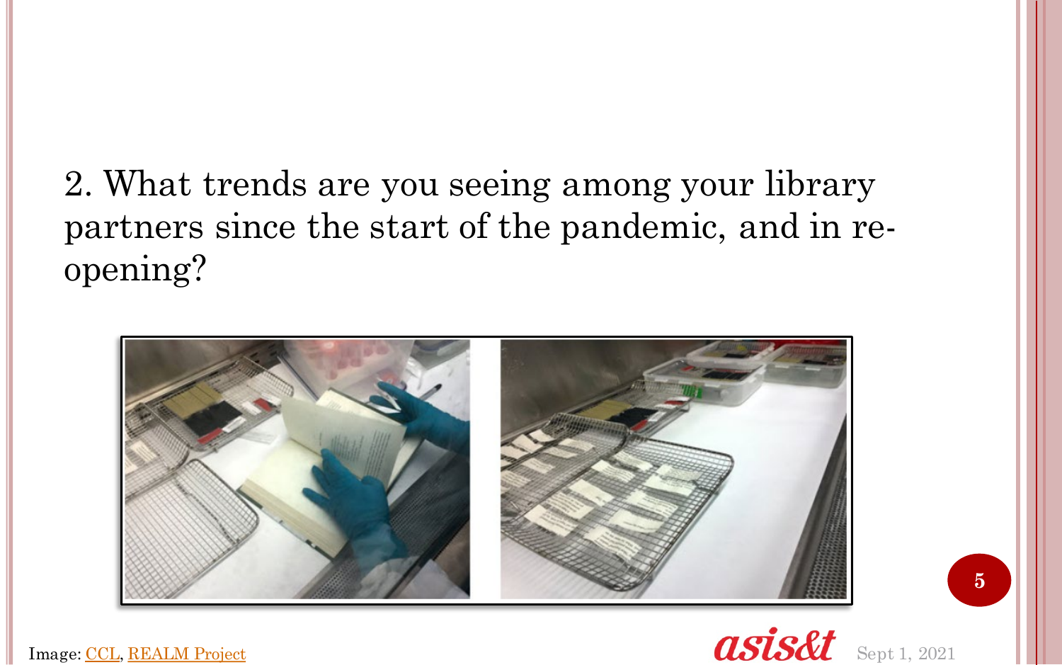2. What trends are you seeing among your library partners since the start of the pandemic, and in re-opening?

Image: CCL, REALM Project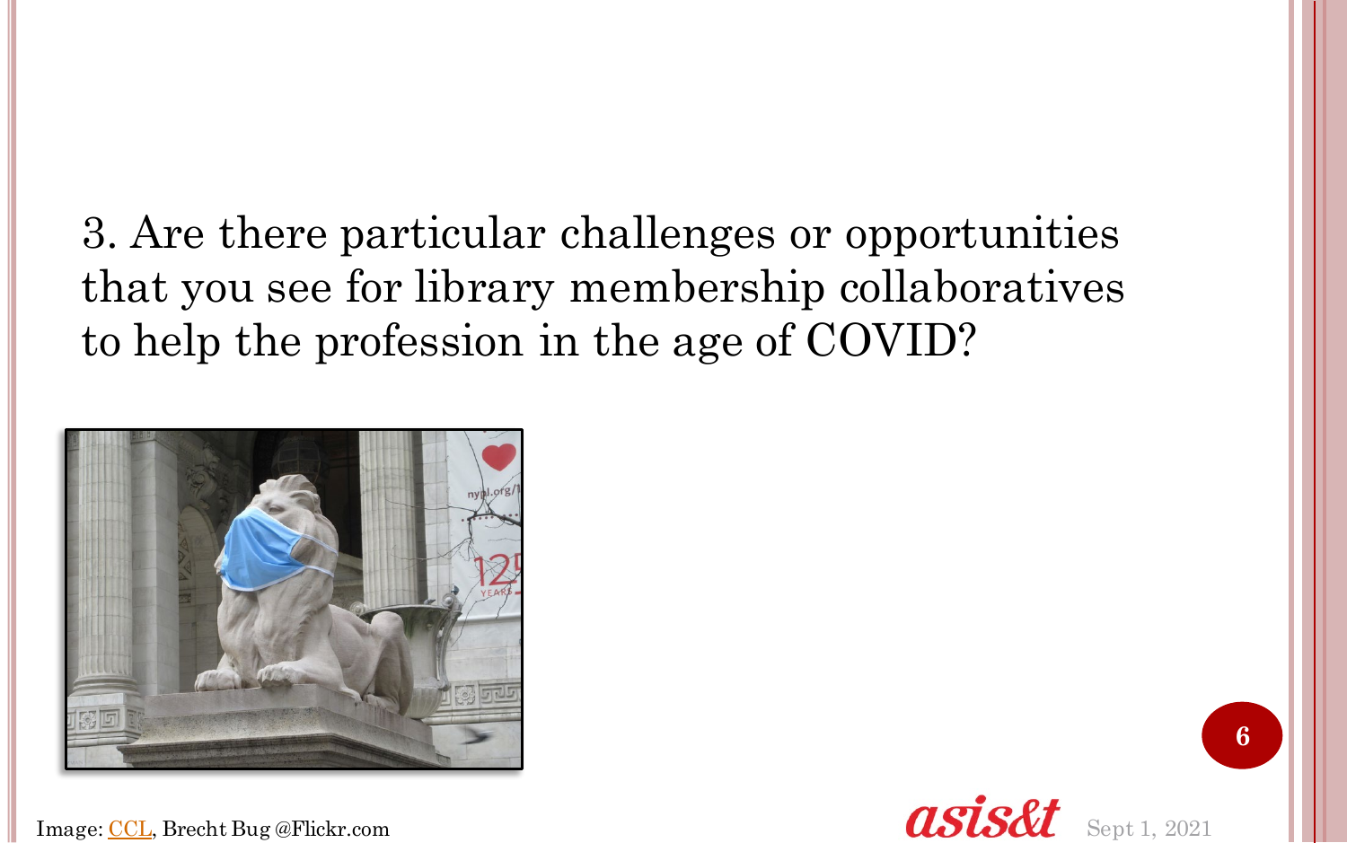3. Are there particular challenges or opportunities that you see for library membership collaboratives to help the profession in the age of COVID?

Image: CCL, Brecht Bug @Flickr.com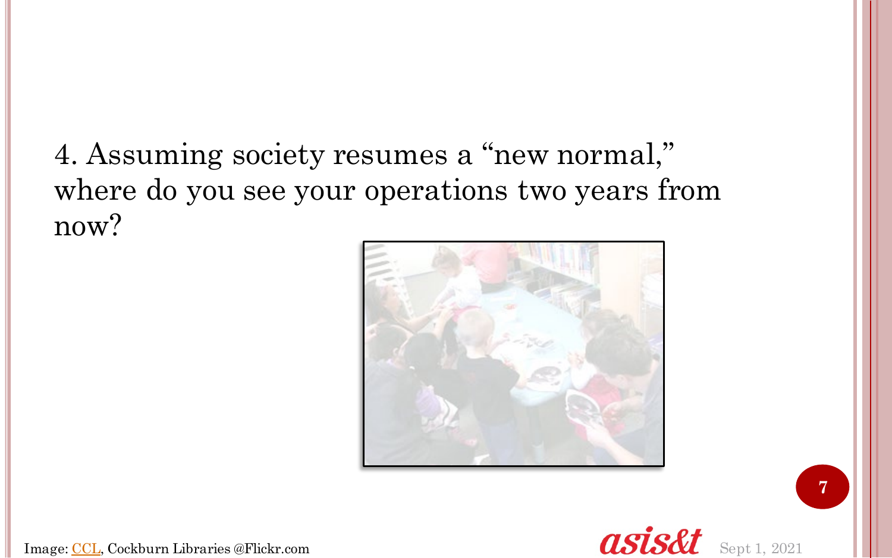4. Assuming society resumes a "new normal," where do you see your operations two years from now?

Image: CCL, Cockburn Libraries @Flickr.com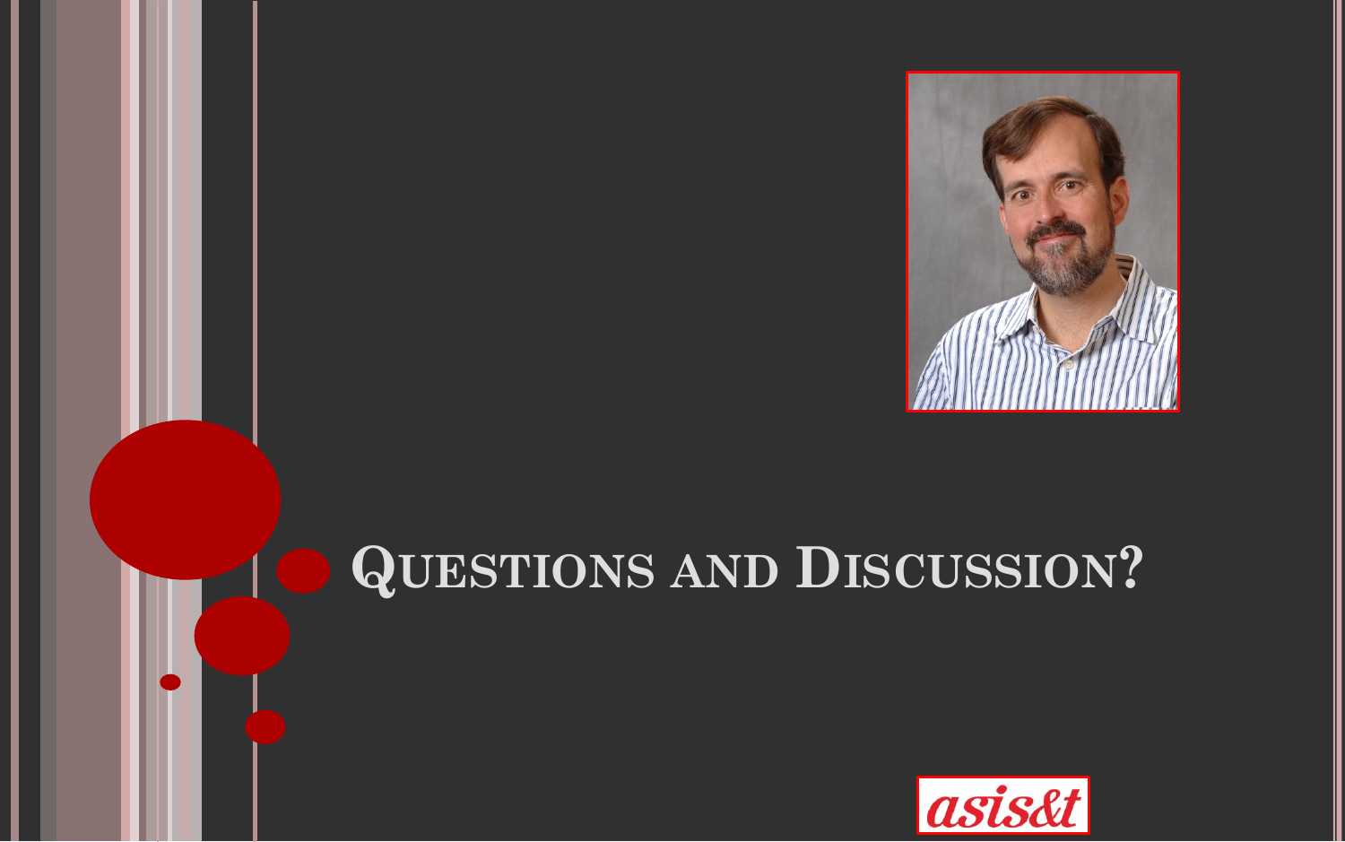# Questions and Discussion?

asis&t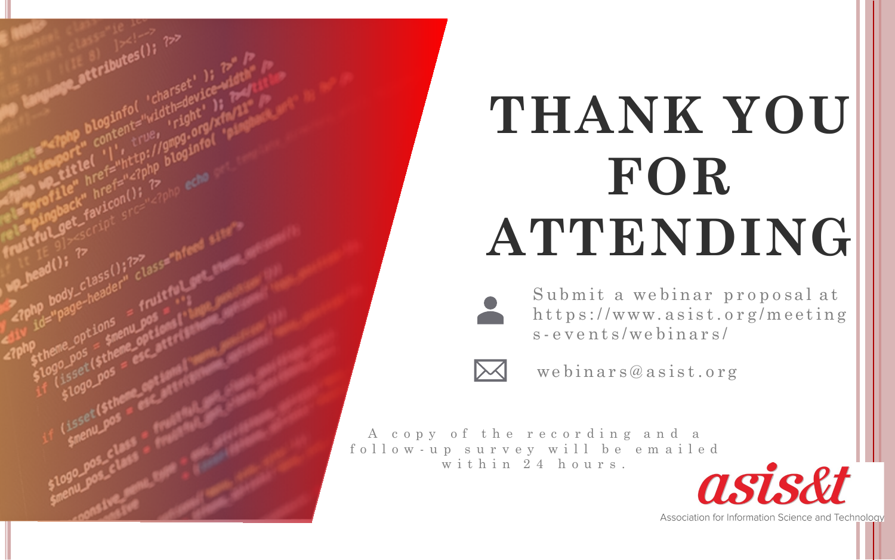# THANK YOU FOR ATTENDING

Submit a webinar proposal at https://www.asist.org/meetings-events/webinars/

webinars@asist.org

A copy of the recording and a follow-up survey will be emailed within 24 hours.

asis&t

Association for Information Science and Technology